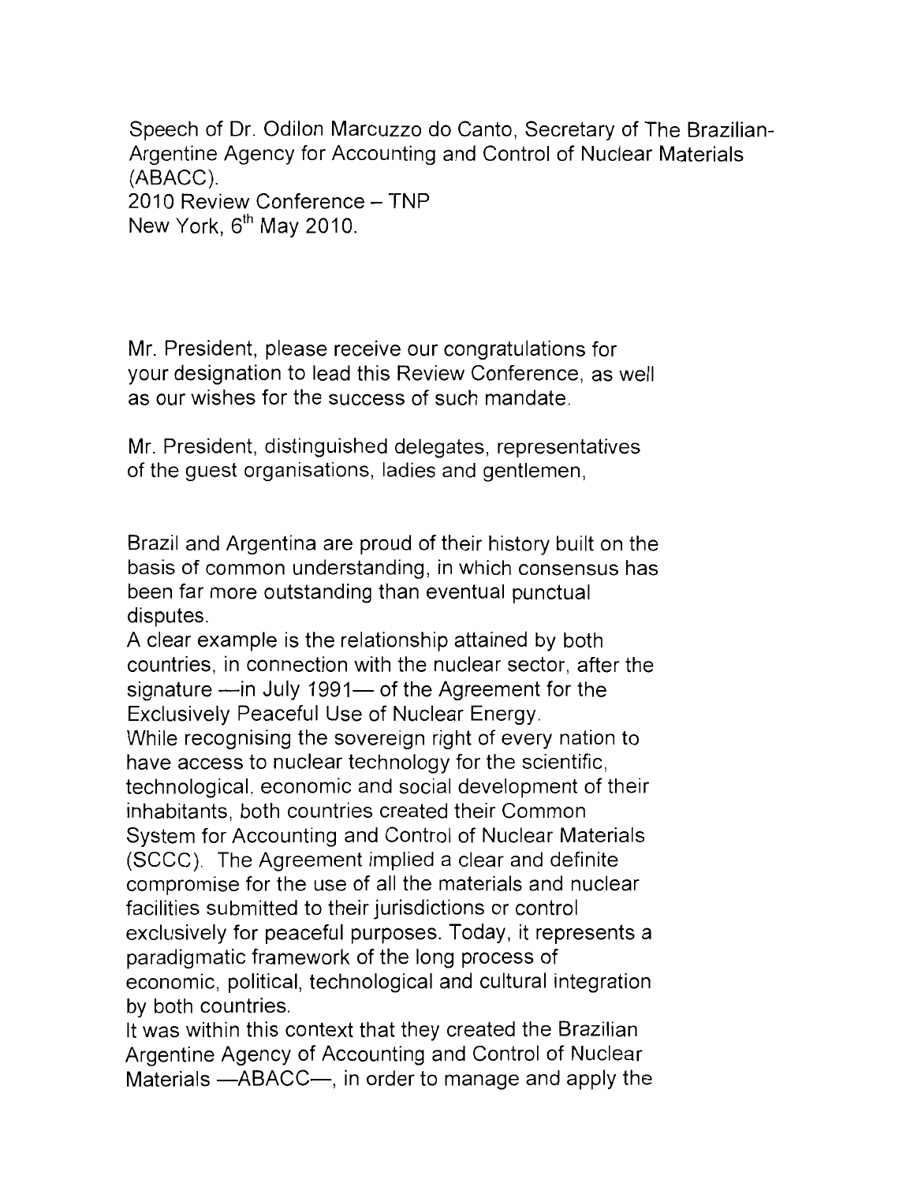Speech of Dr. Odilon Marcuzzo do Canto, Secretary of The Brazilian-Argentine Agency for Accounting and Control of Nuclear Materials (ABACC).
2010 Review Conference – TNP
New York, 6th May 2010.

Mr. President, please receive our congratulations for your designation to lead this Review Conference, as well as our wishes for the success of such mandate.

Mr. President, distinguished delegates, representatives of the guest organisations, ladies and gentlemen,

Brazil and Argentina are proud of their history built on the basis of common understanding, in which consensus has been far more outstanding than eventual punctual disputes.
A clear example is the relationship attained by both countries, in connection with the nuclear sector, after the signature —in July 1991— of the Agreement for the Exclusively Peaceful Use of Nuclear Energy.
While recognising the sovereign right of every nation to have access to nuclear technology for the scientific, technological, economic and social development of their inhabitants, both countries created their Common System for Accounting and Control of Nuclear Materials (SCCC). The Agreement implied a clear and definite compromise for the use of all the materials and nuclear facilities submitted to their jurisdictions or control exclusively for peaceful purposes. Today, it represents a paradigmatic framework of the long process of economic, political, technological and cultural integration by both countries.
It was within this context that they created the Brazilian Argentine Agency of Accounting and Control of Nuclear Materials —ABACC—, in order to manage and apply the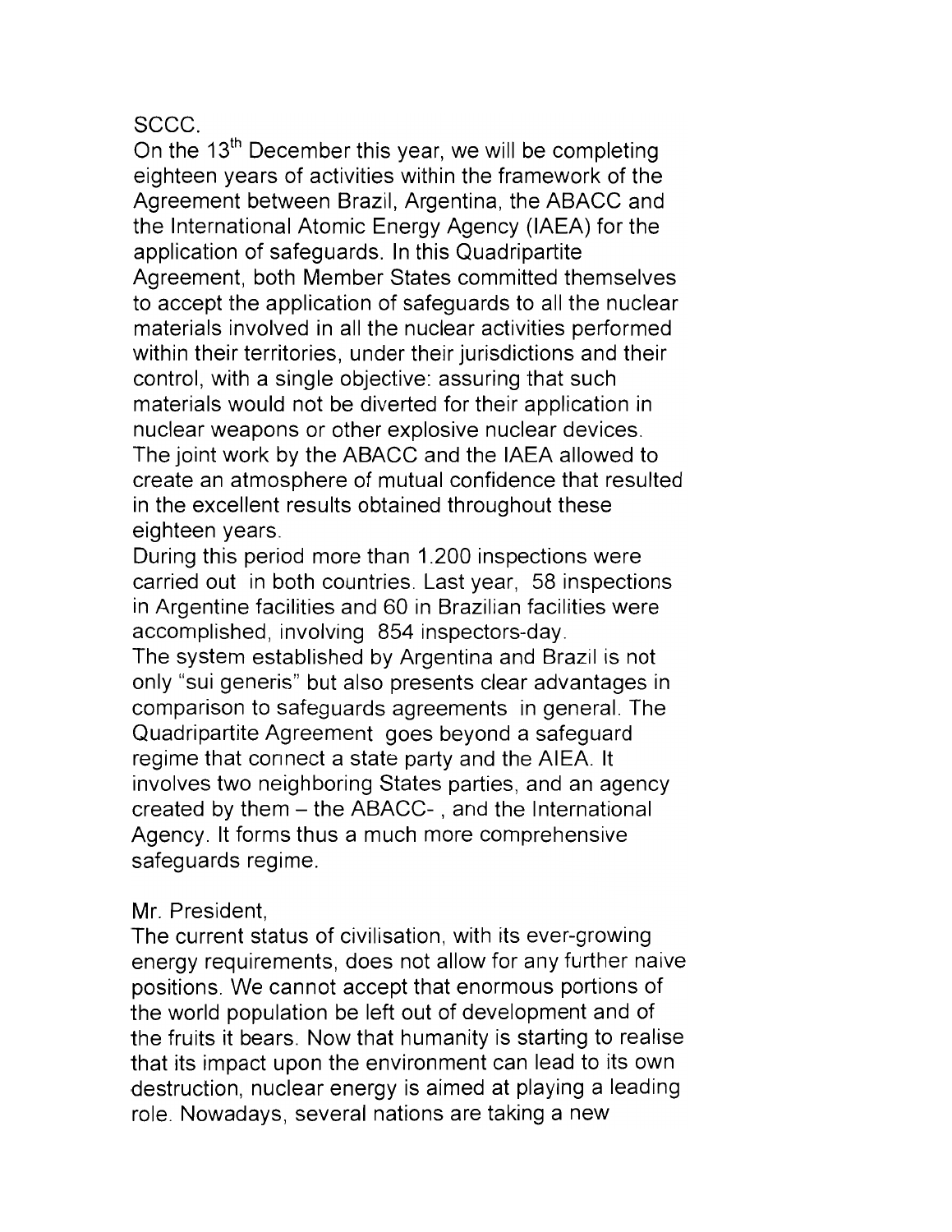SCCC.

On the 13th December this year, we will be completing eighteen years of activities within the framework of the Agreement between Brazil, Argentina, the ABACC and the International Atomic Energy Agency (IAEA) for the application of safeguards. In this Quadripartite Agreement, both Member States committed themselves to accept the application of safeguards to all the nuclear materials involved in all the nuclear activities performed within their territories, under their jurisdictions and their control, with a single objective: assuring that such materials would not be diverted for their application in nuclear weapons or other explosive nuclear devices. The joint work by the ABACC and the IAEA allowed to create an atmosphere of mutual confidence that resulted in the excellent results obtained throughout these eighteen years.

During this period more than 1.200 inspections were carried out in both countries. Last year, 58 inspections in Argentine facilities and 60 in Brazilian facilities were accomplished, involving 854 inspectors-day.

The system established by Argentina and Brazil is not only "sui generis" but also presents clear advantages in comparison to safeguards agreements in general. The Quadripartite Agreement goes beyond a safeguard regime that connect a state party and the AIEA. It involves two neighboring States parties, and an agency created by them – the ABACC- , and the International Agency. It forms thus a much more comprehensive safeguards regime.

Mr. President,

The current status of civilisation, with its ever-growing energy requirements, does not allow for any further naive positions. We cannot accept that enormous portions of the world population be left out of development and of the fruits it bears. Now that humanity is starting to realise that its impact upon the environment can lead to its own destruction, nuclear energy is aimed at playing a leading role. Nowadays, several nations are taking a new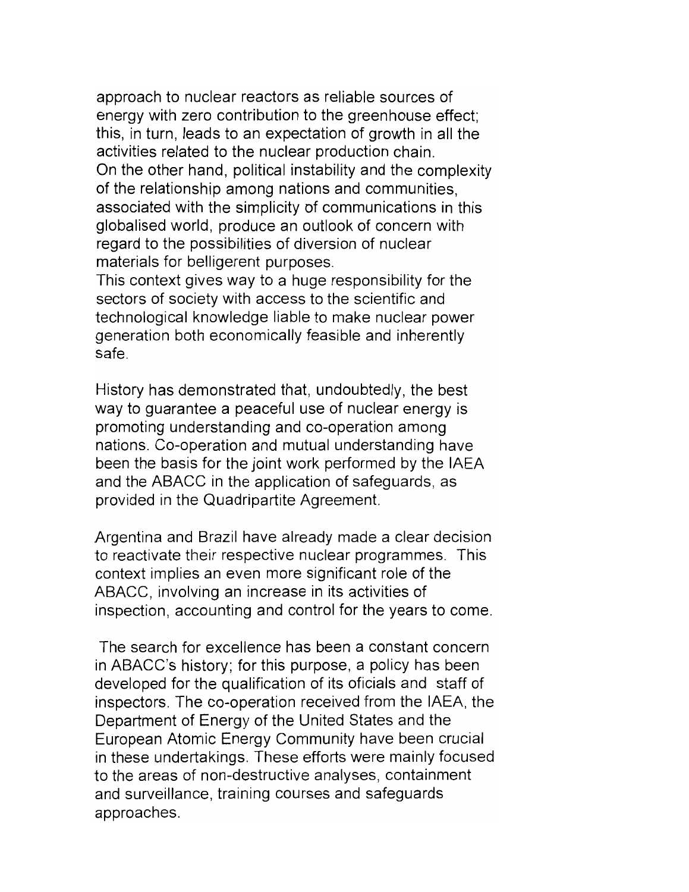approach to nuclear reactors as reliable sources of energy with zero contribution to the greenhouse effect; this, in turn, leads to an expectation of growth in all the activities related to the nuclear production chain.
On the other hand, political instability and the complexity of the relationship among nations and communities, associated with the simplicity of communications in this globalised world, produce an outlook of concern with regard to the possibilities of diversion of nuclear materials for belligerent purposes.
This context gives way to a huge responsibility for the sectors of society with access to the scientific and technological knowledge liable to make nuclear power generation both economically feasible and inherently safe.

History has demonstrated that, undoubtedly, the best way to guarantee a peaceful use of nuclear energy is promoting understanding and co-operation among nations. Co-operation and mutual understanding have been the basis for the joint work performed by the IAEA and the ABACC in the application of safeguards, as provided in the Quadripartite Agreement.

Argentina and Brazil have already made a clear decision to reactivate their respective nuclear programmes. This context implies an even more significant role of the ABACC, involving an increase in its activities of inspection, accounting and control for the years to come.

The search for excellence has been a constant concern in ABACC's history; for this purpose, a policy has been developed for the qualification of its oficials and staff of inspectors. The co-operation received from the IAEA, the Department of Energy of the United States and the European Atomic Energy Community have been crucial in these undertakings. These efforts were mainly focused to the areas of non-destructive analyses, containment and surveillance, training courses and safeguards approaches.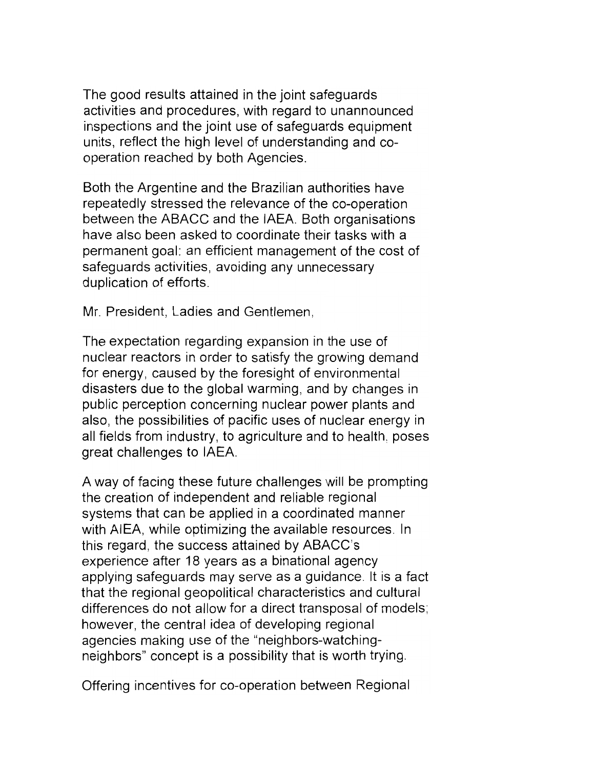The good results attained in the joint safeguards activities and procedures, with regard to unannounced inspections and the joint use of safeguards equipment units, reflect the high level of understanding and co-operation reached by both Agencies.

Both the Argentine and the Brazilian authorities have repeatedly stressed the relevance of the co-operation between the ABACC and the IAEA. Both organisations have also been asked to coordinate their tasks with a permanent goal: an efficient management of the cost of safeguards activities, avoiding any unnecessary duplication of efforts.

Mr. President, Ladies and Gentlemen,

The expectation regarding expansion in the use of nuclear reactors in order to satisfy the growing demand for energy, caused by the foresight of environmental disasters due to the global warming, and by changes in public perception concerning nuclear power plants and also, the possibilities of pacific uses of nuclear energy in all fields from industry, to agriculture and to health, poses great challenges to IAEA.

A way of facing these future challenges will be prompting the creation of independent and reliable regional systems that can be applied in a coordinated manner with AIEA, while optimizing the available resources. In this regard, the success attained by ABACC's experience after 18 years as a binational agency applying safeguards may serve as a guidance. It is a fact that the regional geopolitical characteristics and cultural differences do not allow for a direct transposal of models; however, the central idea of developing regional agencies making use of the "neighbors-watching-neighbors" concept is a possibility that is worth trying.

Offering incentives for co-operation between Regional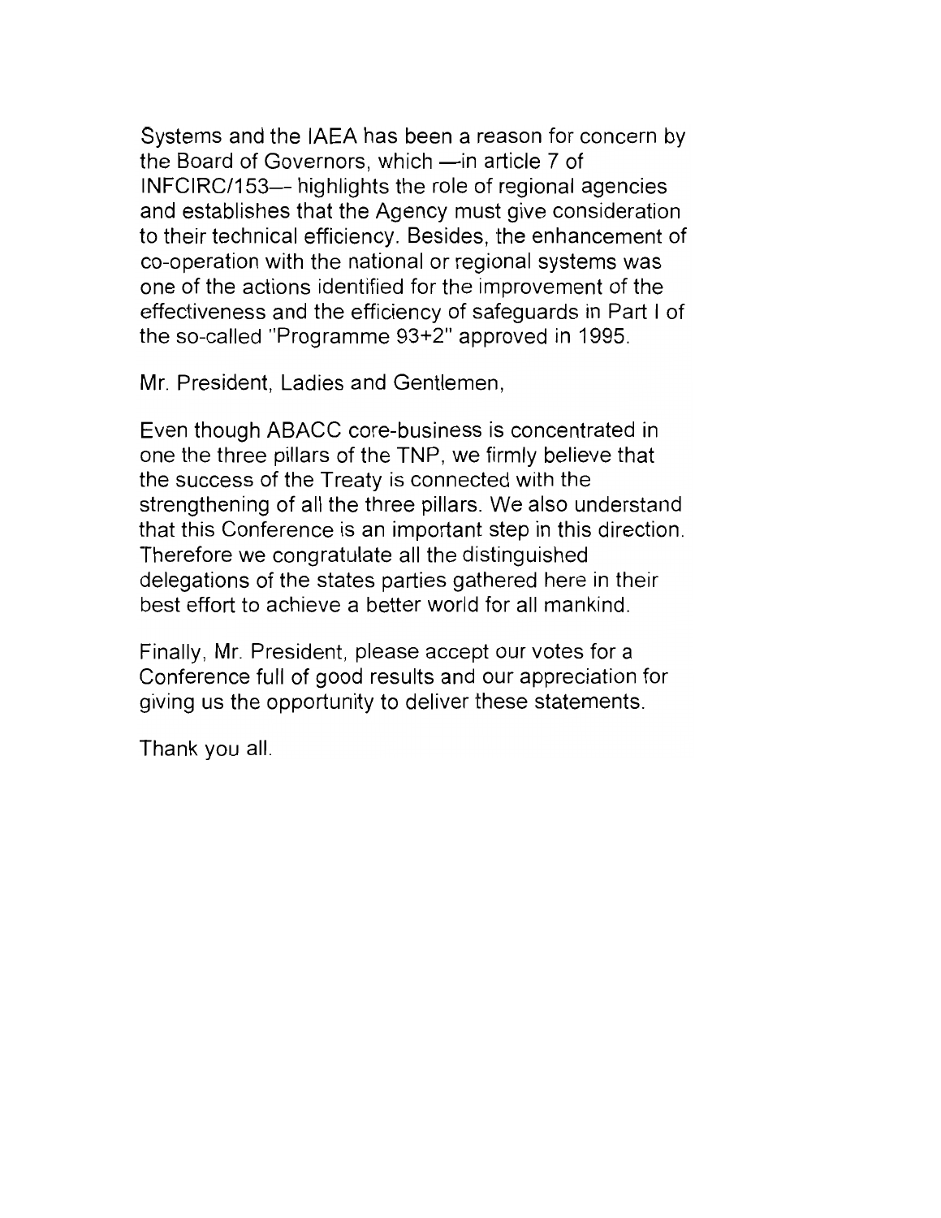Systems and the IAEA has been a reason for concern by the Board of Governors, which —in article 7 of INFCIRC/153— highlights the role of regional agencies and establishes that the Agency must give consideration to their technical efficiency. Besides, the enhancement of co-operation with the national or regional systems was one of the actions identified for the improvement of the effectiveness and the efficiency of safeguards in Part I of the so-called "Programme 93+2" approved in 1995.

Mr. President, Ladies and Gentlemen,

Even though ABACC core-business is concentrated in one the three pillars of the TNP, we firmly believe that the success of the Treaty is connected with the strengthening of all the three pillars. We also understand that this Conference is an important step in this direction. Therefore we congratulate all the distinguished delegations of the states parties gathered here in their best effort to achieve a better world for all mankind.

Finally, Mr. President, please accept our votes for a Conference full of good results and our appreciation for giving us the opportunity to deliver these statements.

Thank you all.